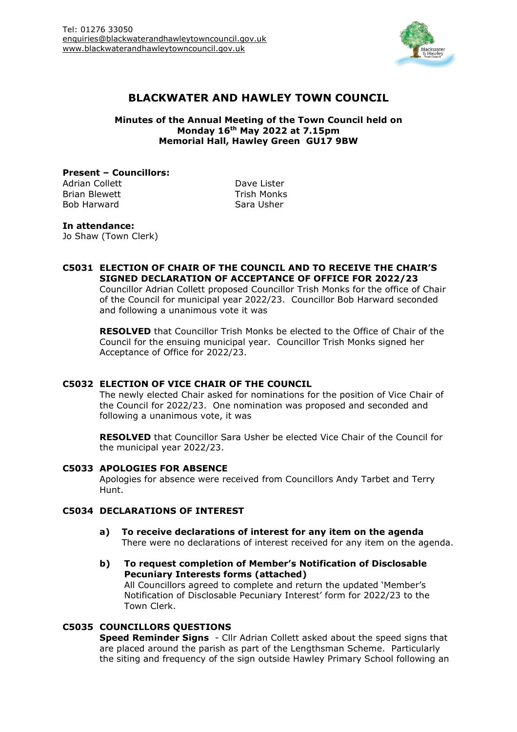Tel: 01276 33050
enquiries@blackwaterandhawleytowncouncil.gov.uk
www.blackwaterandhawleytowncouncil.gov.uk

# BLACKWATER AND HAWLEY TOWN COUNCIL

**Minutes of the Annual Meeting of the Town Council held on Monday 16th May 2022 at 7.15pm**
**Memorial Hall, Hawley Green GU17 9BW**

**Present – Councillors:**

Adrian Collett
Brian Blewett
Bob Harward
Dave Lister
Trish Monks
Sara Usher

**In attendance:**
Jo Shaw (Town Clerk)

**C5031 ELECTION OF CHAIR OF THE COUNCIL AND TO RECEIVE THE CHAIR'S SIGNED DECLARATION OF ACCEPTANCE OF OFFICE FOR 2022/23**

Councillor Adrian Collett proposed Councillor Trish Monks for the office of Chair of the Council for municipal year 2022/23. Councillor Bob Harward seconded and following a unanimous vote it was

**RESOLVED** that Councillor Trish Monks be elected to the Office of Chair of the Council for the ensuing municipal year. Councillor Trish Monks signed her Acceptance of Office for 2022/23.

**C5032 ELECTION OF VICE CHAIR OF THE COUNCIL**

The newly elected Chair asked for nominations for the position of Vice Chair of the Council for 2022/23. One nomination was proposed and seconded and following a unanimous vote, it was

**RESOLVED** that Councillor Sara Usher be elected Vice Chair of the Council for the municipal year 2022/23.

**C5033 APOLOGIES FOR ABSENCE**

Apologies for absence were received from Councillors Andy Tarbet and Terry Hunt.

**C5034 DECLARATIONS OF INTEREST**

**a) To receive declarations of interest for any item on the agenda**
There were no declarations of interest received for any item on the agenda.

**b) To request completion of Member's Notification of Disclosable Pecuniary Interests forms (attached)**
All Councillors agreed to complete and return the updated 'Member's Notification of Disclosable Pecuniary Interest' form for 2022/23 to the Town Clerk.

**C5035 COUNCILLORS QUESTIONS**

**Speed Reminder Signs** - Cllr Adrian Collett asked about the speed signs that are placed around the parish as part of the Lengthsman Scheme. Particularly the siting and frequency of the sign outside Hawley Primary School following an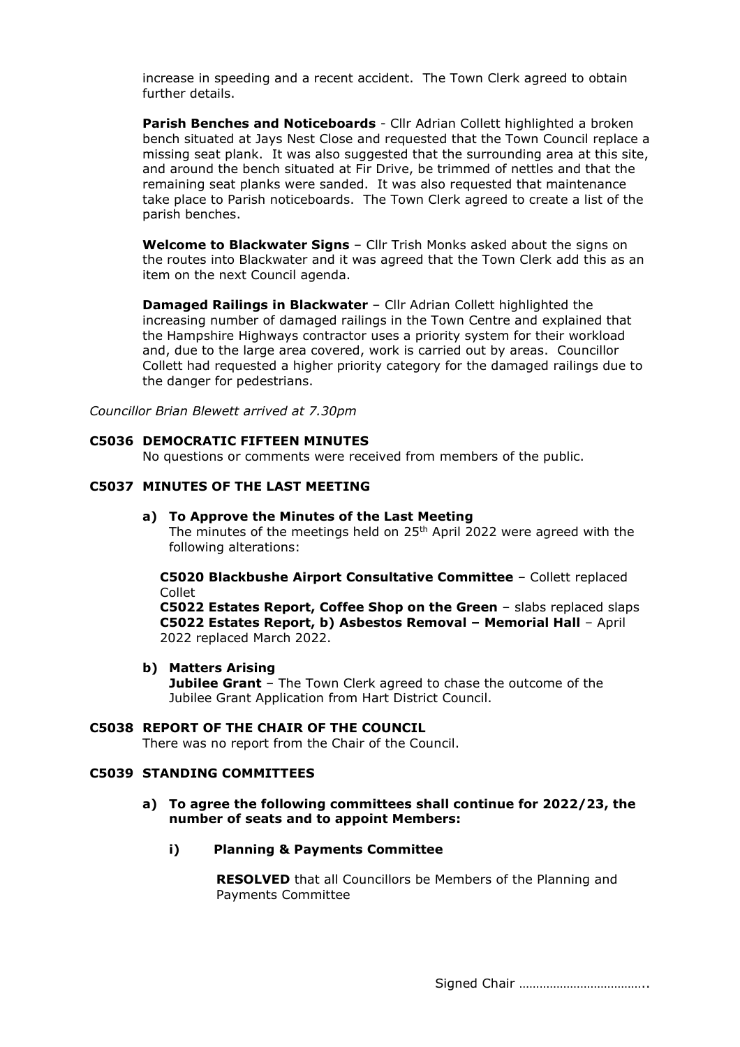increase in speeding and a recent accident. The Town Clerk agreed to obtain further details.

**Parish Benches and Noticeboards** - Cllr Adrian Collett highlighted a broken bench situated at Jays Nest Close and requested that the Town Council replace a missing seat plank. It was also suggested that the surrounding area at this site, and around the bench situated at Fir Drive, be trimmed of nettles and that the remaining seat planks were sanded. It was also requested that maintenance take place to Parish noticeboards. The Town Clerk agreed to create a list of the parish benches.

**Welcome to Blackwater Signs** – Cllr Trish Monks asked about the signs on the routes into Blackwater and it was agreed that the Town Clerk add this as an item on the next Council agenda.

**Damaged Railings in Blackwater** – Cllr Adrian Collett highlighted the increasing number of damaged railings in the Town Centre and explained that the Hampshire Highways contractor uses a priority system for their workload and, due to the large area covered, work is carried out by areas. Councillor Collett had requested a higher priority category for the damaged railings due to the danger for pedestrians.

*Councillor Brian Blewett arrived at 7.30pm*

**C5036 DEMOCRATIC FIFTEEN MINUTES**

No questions or comments were received from members of the public.

**C5037 MINUTES OF THE LAST MEETING**

**a) To Approve the Minutes of the Last Meeting**

The minutes of the meetings held on 25th April 2022 were agreed with the following alterations:

**C5020 Blackbushe Airport Consultative Committee** – Collett replaced Collet

**C5022 Estates Report, Coffee Shop on the Green** – slabs replaced slaps

**C5022 Estates Report, b) Asbestos Removal – Memorial Hall** – April 2022 replaced March 2022.

**b) Matters Arising**

**Jubilee Grant** – The Town Clerk agreed to chase the outcome of the Jubilee Grant Application from Hart District Council.

**C5038 REPORT OF THE CHAIR OF THE COUNCIL**

There was no report from the Chair of the Council.

**C5039 STANDING COMMITTEES**

**a) To agree the following committees shall continue for 2022/23, the number of seats and to appoint Members:**

**i) Planning & Payments Committee**

**RESOLVED** that all Councillors be Members of the Planning and Payments Committee

Signed Chair ………………………………..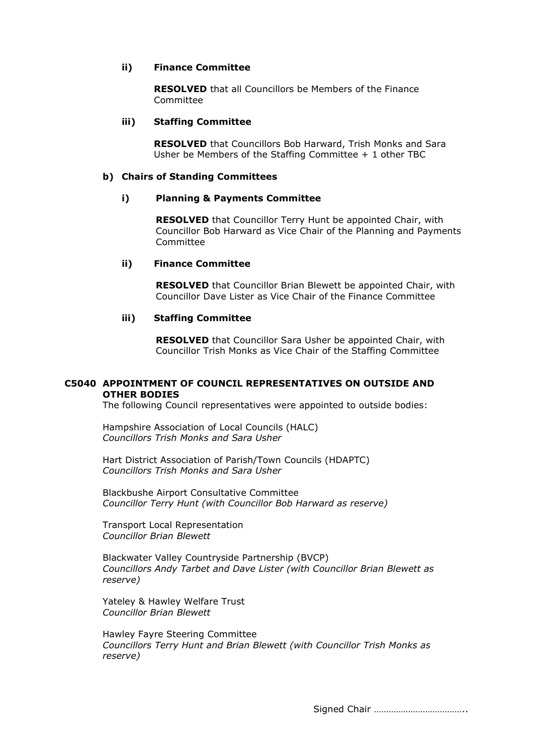#### ii) Finance Committee

**RESOLVED** that all Councillors be Members of the Finance Committee

#### iii) Staffing Committee

**RESOLVED** that Councillors Bob Harward, Trish Monks and Sara Usher be Members of the Staffing Committee + 1 other TBC

### b) Chairs of Standing Committees

#### i) Planning & Payments Committee

**RESOLVED** that Councillor Terry Hunt be appointed Chair, with Councillor Bob Harward as Vice Chair of the Planning and Payments Committee

#### ii) Finance Committee

**RESOLVED** that Councillor Brian Blewett be appointed Chair, with Councillor Dave Lister as Vice Chair of the Finance Committee

#### iii) Staffing Committee

**RESOLVED** that Councillor Sara Usher be appointed Chair, with Councillor Trish Monks as Vice Chair of the Staffing Committee

## C5040 APPOINTMENT OF COUNCIL REPRESENTATIVES ON OUTSIDE AND OTHER BODIES

The following Council representatives were appointed to outside bodies:

Hampshire Association of Local Councils (HALC)
*Councillors Trish Monks and Sara Usher*

Hart District Association of Parish/Town Councils (HDAPTC)
*Councillors Trish Monks and Sara Usher*

Blackbushe Airport Consultative Committee
*Councillor Terry Hunt (with Councillor Bob Harward as reserve)*

Transport Local Representation
*Councillor Brian Blewett*

Blackwater Valley Countryside Partnership (BVCP)
*Councillors Andy Tarbet and Dave Lister (with Councillor Brian Blewett as reserve)*

Yateley & Hawley Welfare Trust
*Councillor Brian Blewett*

Hawley Fayre Steering Committee
*Councillors Terry Hunt and Brian Blewett (with Councillor Trish Monks as reserve)*

Signed Chair ………………………………..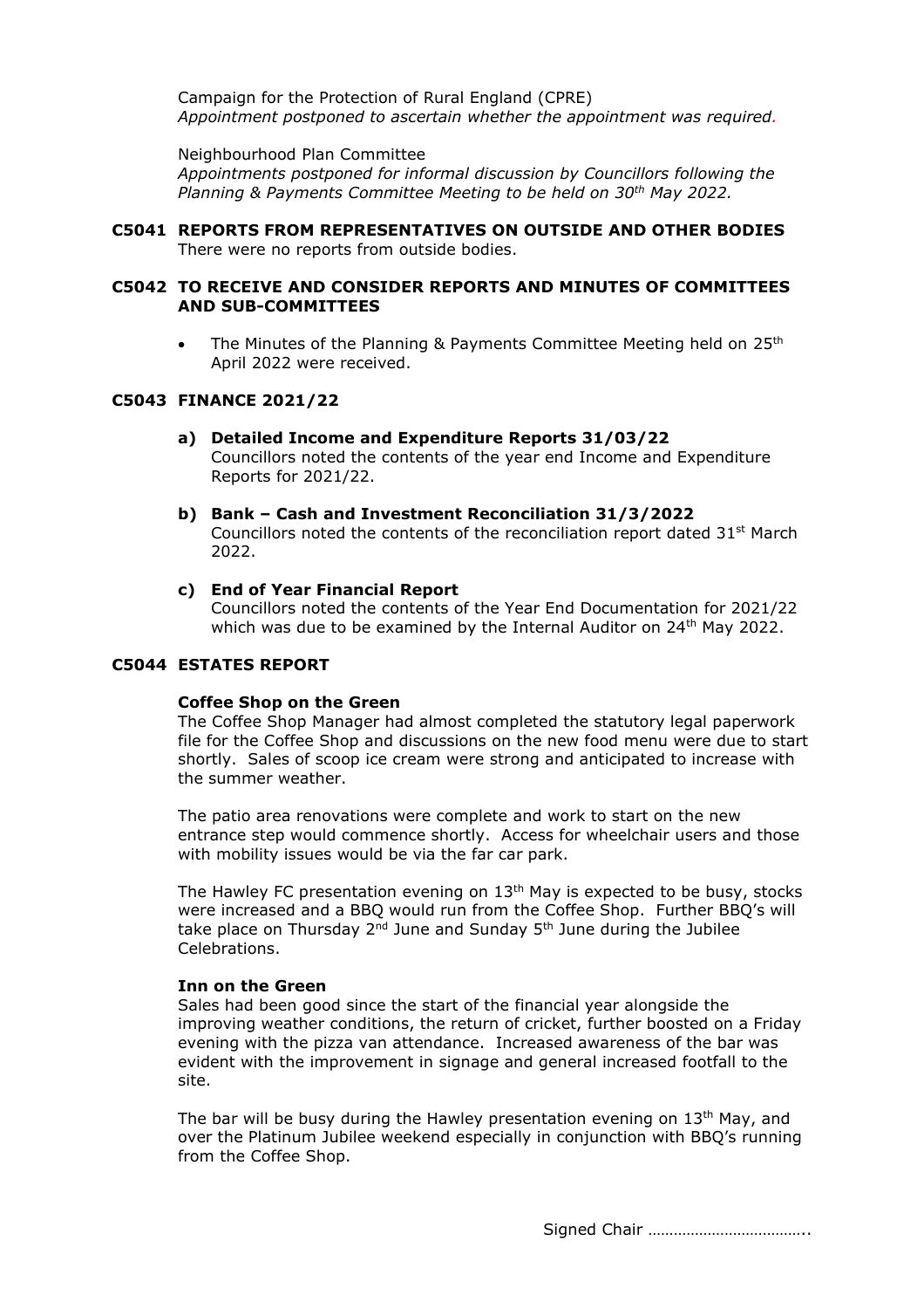Campaign for the Protection of Rural England (CPRE)
*Appointment postponed to ascertain whether the appointment was required.*

Neighbourhood Plan Committee
*Appointments postponed for informal discussion by Councillors following the Planning & Payments Committee Meeting to be held on 30th May 2022.*

## C5041 REPORTS FROM REPRESENTATIVES ON OUTSIDE AND OTHER BODIES

There were no reports from outside bodies.

## C5042 TO RECEIVE AND CONSIDER REPORTS AND MINUTES OF COMMITTEES AND SUB-COMMITTEES

- The Minutes of the Planning & Payments Committee Meeting held on 25th April 2022 were received.

## C5043 FINANCE 2021/22

**a) Detailed Income and Expenditure Reports 31/03/22**
Councillors noted the contents of the year end Income and Expenditure Reports for 2021/22.

**b) Bank – Cash and Investment Reconciliation 31/3/2022**
Councillors noted the contents of the reconciliation report dated 31st March 2022.

**c) End of Year Financial Report**
Councillors noted the contents of the Year End Documentation for 2021/22 which was due to be examined by the Internal Auditor on 24th May 2022.

## C5044 ESTATES REPORT

**Coffee Shop on the Green**

The Coffee Shop Manager had almost completed the statutory legal paperwork file for the Coffee Shop and discussions on the new food menu were due to start shortly. Sales of scoop ice cream were strong and anticipated to increase with the summer weather.

The patio area renovations were complete and work to start on the new entrance step would commence shortly. Access for wheelchair users and those with mobility issues would be via the far car park.

The Hawley FC presentation evening on 13th May is expected to be busy, stocks were increased and a BBQ would run from the Coffee Shop. Further BBQ's will take place on Thursday 2nd June and Sunday 5th June during the Jubilee Celebrations.

**Inn on the Green**

Sales had been good since the start of the financial year alongside the improving weather conditions, the return of cricket, further boosted on a Friday evening with the pizza van attendance. Increased awareness of the bar was evident with the improvement in signage and general increased footfall to the site.

The bar will be busy during the Hawley presentation evening on 13th May, and over the Platinum Jubilee weekend especially in conjunction with BBQ's running from the Coffee Shop.

Signed Chair ………………………………..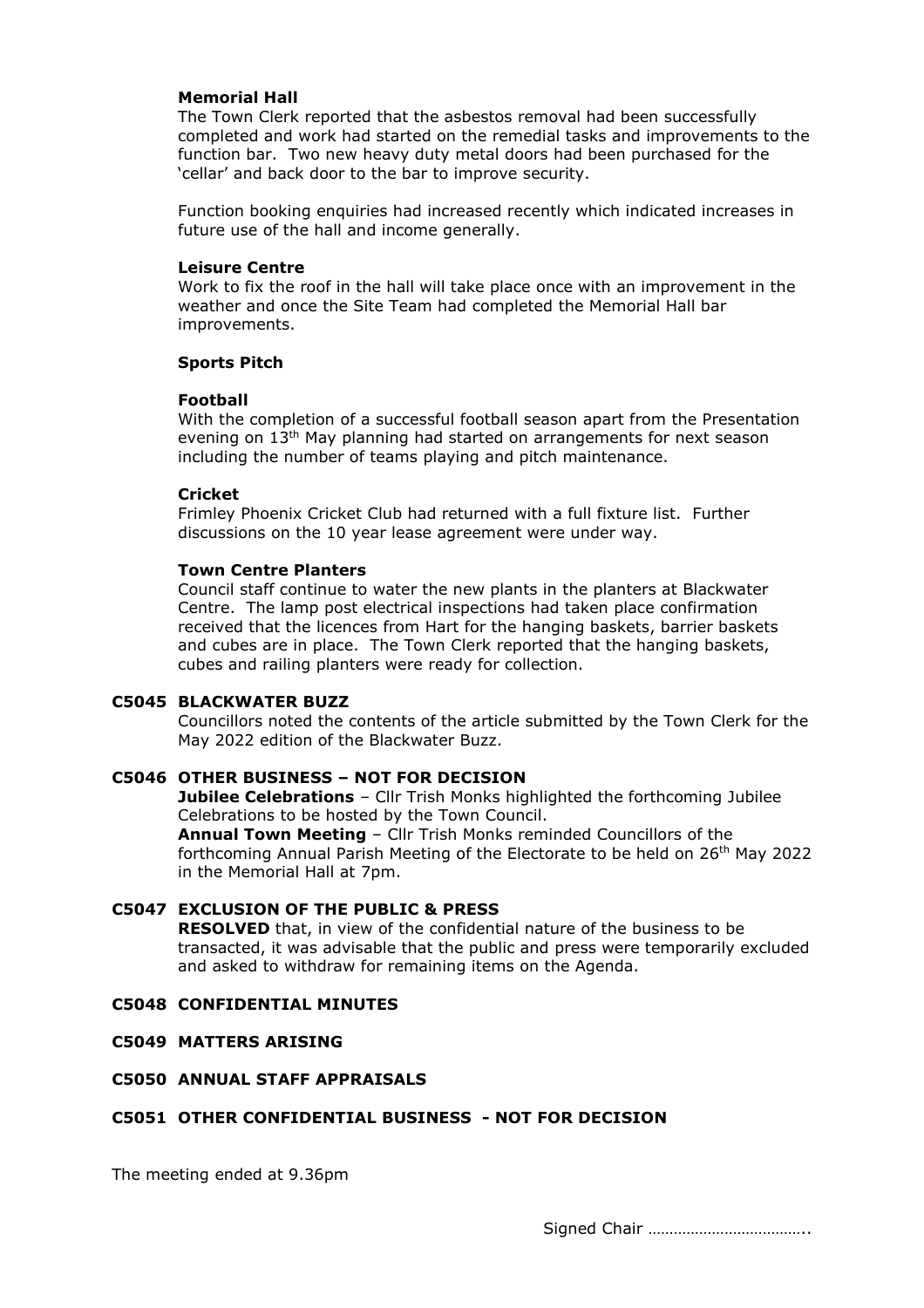**Memorial Hall**

The Town Clerk reported that the asbestos removal had been successfully completed and work had started on the remedial tasks and improvements to the function bar. Two new heavy duty metal doors had been purchased for the 'cellar' and back door to the bar to improve security.

Function booking enquiries had increased recently which indicated increases in future use of the hall and income generally.

**Leisure Centre**

Work to fix the roof in the hall will take place once with an improvement in the weather and once the Site Team had completed the Memorial Hall bar improvements.

**Sports Pitch**

**Football**

With the completion of a successful football season apart from the Presentation evening on 13th May planning had started on arrangements for next season including the number of teams playing and pitch maintenance.

**Cricket**

Frimley Phoenix Cricket Club had returned with a full fixture list. Further discussions on the 10 year lease agreement were under way.

**Town Centre Planters**

Council staff continue to water the new plants in the planters at Blackwater Centre. The lamp post electrical inspections had taken place confirmation received that the licences from Hart for the hanging baskets, barrier baskets and cubes are in place. The Town Clerk reported that the hanging baskets, cubes and railing planters were ready for collection.

**C5045 BLACKWATER BUZZ**

Councillors noted the contents of the article submitted by the Town Clerk for the May 2022 edition of the Blackwater Buzz.

**C5046 OTHER BUSINESS – NOT FOR DECISION**

**Jubilee Celebrations** – Cllr Trish Monks highlighted the forthcoming Jubilee Celebrations to be hosted by the Town Council.

**Annual Town Meeting** – Cllr Trish Monks reminded Councillors of the forthcoming Annual Parish Meeting of the Electorate to be held on 26th May 2022 in the Memorial Hall at 7pm.

**C5047 EXCLUSION OF THE PUBLIC & PRESS**

**RESOLVED** that, in view of the confidential nature of the business to be transacted, it was advisable that the public and press were temporarily excluded and asked to withdraw for remaining items on the Agenda.

**C5048 CONFIDENTIAL MINUTES**

**C5049 MATTERS ARISING**

**C5050 ANNUAL STAFF APPRAISALS**

**C5051 OTHER CONFIDENTIAL BUSINESS - NOT FOR DECISION**

The meeting ended at 9.36pm

Signed Chair ………………………………..